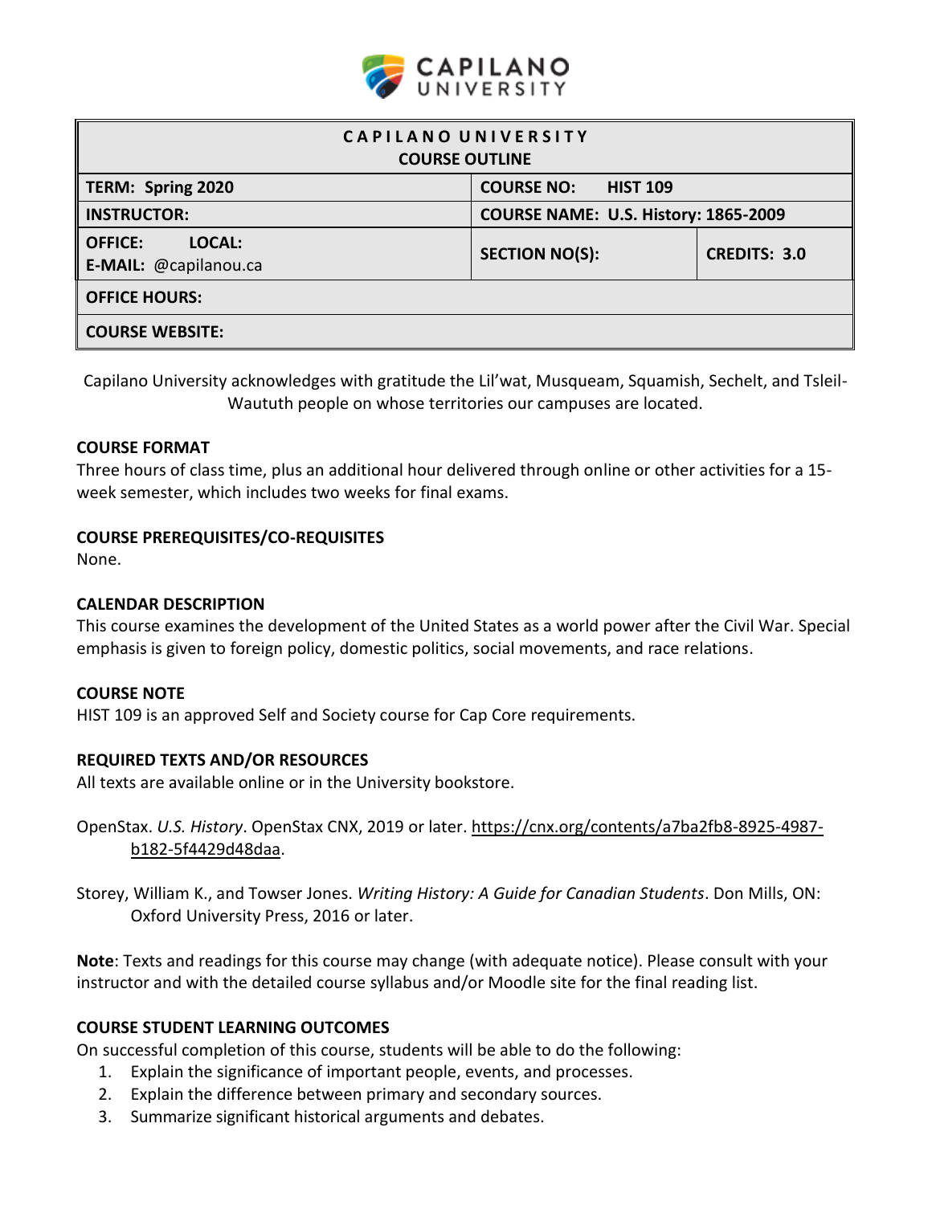| CAPILANO UNIVERSITY COURSE OUTLINE | | |
|---|---|---|
| **TERM: Spring 2020** | **COURSE NO: HIST 109** | |
| **INSTRUCTOR:** | **COURSE NAME: U.S. History: 1865-2009** | |
| **OFFICE: LOCAL:** **E-MAIL:** @capilanou.ca | **SECTION NO(S):** | **CREDITS: 3.0** |
| **OFFICE HOURS:** | | |
| **COURSE WEBSITE:** | | |

Capilano University acknowledges with gratitude the Lil'wat, Musqueam, Squamish, Sechelt, and Tsleil-Waututh people on whose territories our campuses are located.

**COURSE FORMAT**

Three hours of class time, plus an additional hour delivered through online or other activities for a 15-week semester, which includes two weeks for final exams.

**COURSE PREREQUISITES/CO-REQUISITES**

None.

**CALENDAR DESCRIPTION**

This course examines the development of the United States as a world power after the Civil War. Special emphasis is given to foreign policy, domestic politics, social movements, and race relations.

**COURSE NOTE**

HIST 109 is an approved Self and Society course for Cap Core requirements.

**REQUIRED TEXTS AND/OR RESOURCES**

All texts are available online or in the University bookstore.

OpenStax. *U.S. History*. OpenStax CNX, 2019 or later. https://cnx.org/contents/a7ba2fb8-8925-4987-b182-5f4429d48daa.

Storey, William K., and Towser Jones. *Writing History: A Guide for Canadian Students*. Don Mills, ON: Oxford University Press, 2016 or later.

**Note**: Texts and readings for this course may change (with adequate notice). Please consult with your instructor and with the detailed course syllabus and/or Moodle site for the final reading list.

**COURSE STUDENT LEARNING OUTCOMES**

On successful completion of this course, students will be able to do the following:

1. Explain the significance of important people, events, and processes.
2. Explain the difference between primary and secondary sources.
3. Summarize significant historical arguments and debates.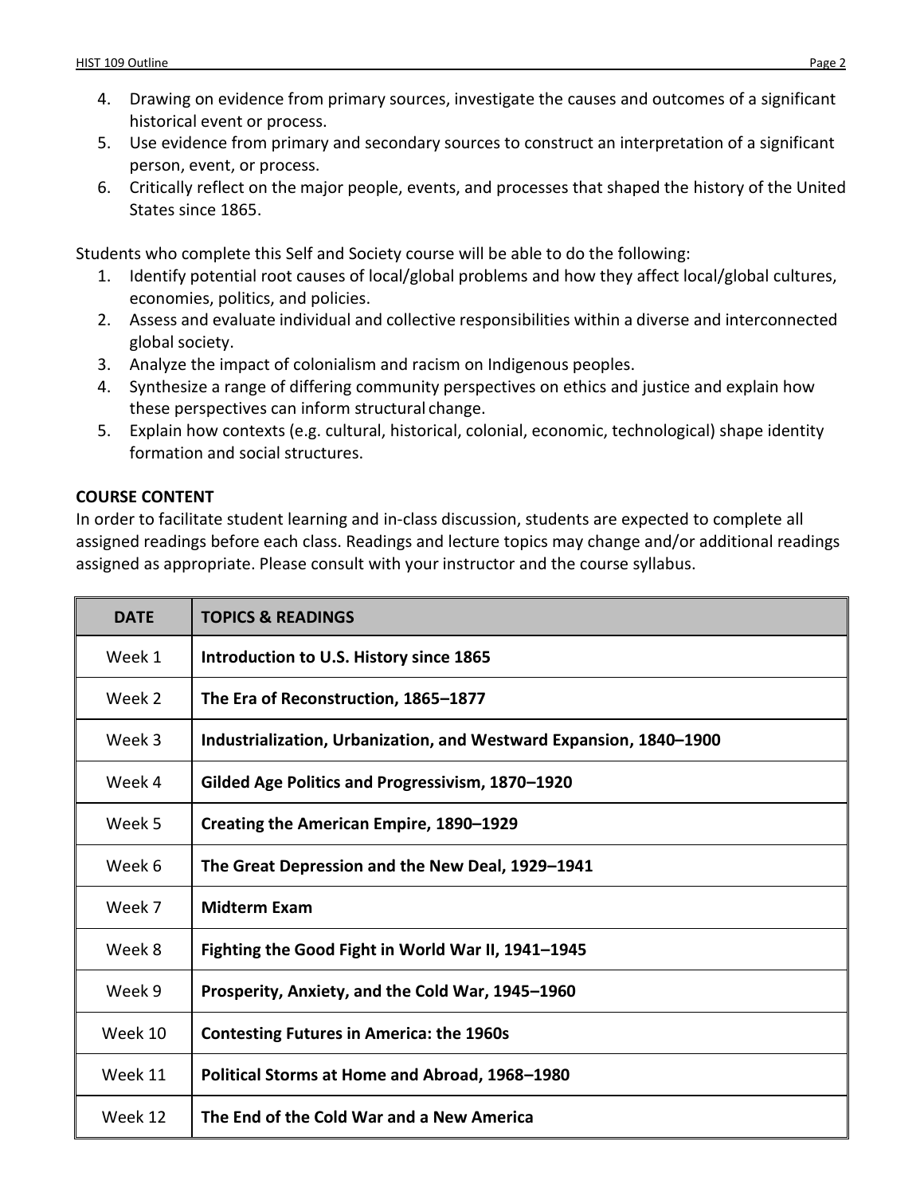4. Drawing on evidence from primary sources, investigate the causes and outcomes of a significant historical event or process.
5. Use evidence from primary and secondary sources to construct an interpretation of a significant person, event, or process.
6. Critically reflect on the major people, events, and processes that shaped the history of the United States since 1865.

Students who complete this Self and Society course will be able to do the following:

1. Identify potential root causes of local/global problems and how they affect local/global cultures, economies, politics, and policies.
2. Assess and evaluate individual and collective responsibilities within a diverse and interconnected global society.
3. Analyze the impact of colonialism and racism on Indigenous peoples.
4. Synthesize a range of differing community perspectives on ethics and justice and explain how these perspectives can inform structural change.
5. Explain how contexts (e.g. cultural, historical, colonial, economic, technological) shape identity formation and social structures.

**COURSE CONTENT**

In order to facilitate student learning and in-class discussion, students are expected to complete all assigned readings before each class. Readings and lecture topics may change and/or additional readings assigned as appropriate. Please consult with your instructor and the course syllabus.

| DATE | TOPICS & READINGS |
|---|---|
| Week 1 | **Introduction to U.S. History since 1865** |
| Week 2 | **The Era of Reconstruction, 1865–1877** |
| Week 3 | **Industrialization, Urbanization, and Westward Expansion, 1840–1900** |
| Week 4 | **Gilded Age Politics and Progressivism, 1870–1920** |
| Week 5 | **Creating the American Empire, 1890–1929** |
| Week 6 | **The Great Depression and the New Deal, 1929–1941** |
| Week 7 | **Midterm Exam** |
| Week 8 | **Fighting the Good Fight in World War II, 1941–1945** |
| Week 9 | **Prosperity, Anxiety, and the Cold War, 1945–1960** |
| Week 10 | **Contesting Futures in America: the 1960s** |
| Week 11 | **Political Storms at Home and Abroad, 1968–1980** |
| Week 12 | **The End of the Cold War and a New America** |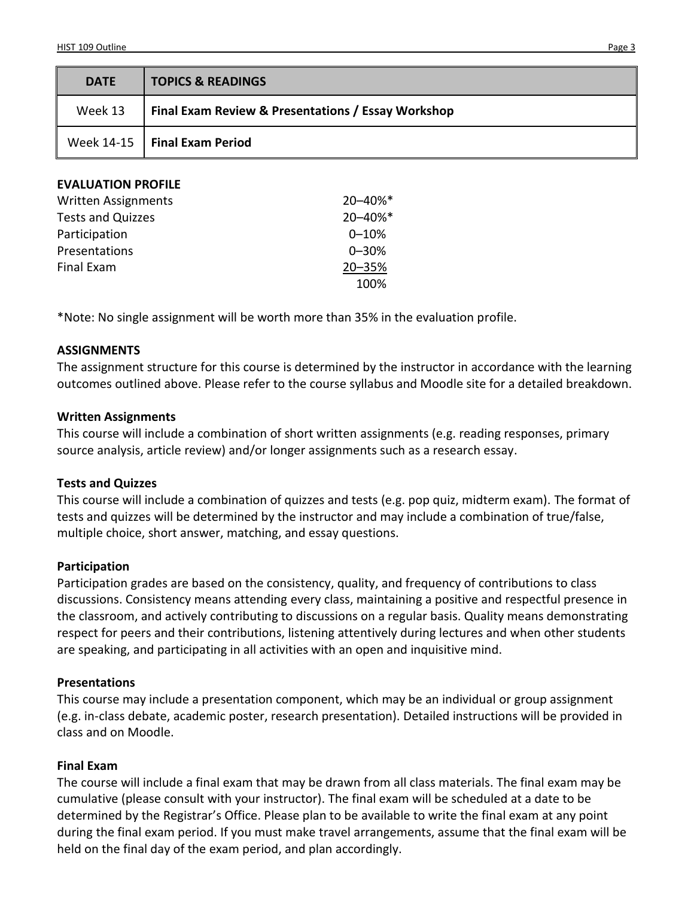| DATE | TOPICS & READINGS |
| --- | --- |
| Week 13 | **Final Exam Review & Presentations / Essay Workshop** |
| Week 14-15 | **Final Exam Period** |

**EVALUATION PROFILE**

| | |
| --- | --- |
| Written Assignments | 20–40%* |
| Tests and Quizzes | 20–40%* |
| Participation | 0–10% |
| Presentations | 0–30% |
| Final Exam | 20–35% |
| | 100% |

*Note: No single assignment will be worth more than 35% in the evaluation profile.

**ASSIGNMENTS**

The assignment structure for this course is determined by the instructor in accordance with the learning outcomes outlined above. Please refer to the course syllabus and Moodle site for a detailed breakdown.

**Written Assignments**

This course will include a combination of short written assignments (e.g. reading responses, primary source analysis, article review) and/or longer assignments such as a research essay.

**Tests and Quizzes**

This course will include a combination of quizzes and tests (e.g. pop quiz, midterm exam). The format of tests and quizzes will be determined by the instructor and may include a combination of true/false, multiple choice, short answer, matching, and essay questions.

**Participation**

Participation grades are based on the consistency, quality, and frequency of contributions to class discussions. Consistency means attending every class, maintaining a positive and respectful presence in the classroom, and actively contributing to discussions on a regular basis. Quality means demonstrating respect for peers and their contributions, listening attentively during lectures and when other students are speaking, and participating in all activities with an open and inquisitive mind.

**Presentations**

This course may include a presentation component, which may be an individual or group assignment (e.g. in-class debate, academic poster, research presentation). Detailed instructions will be provided in class and on Moodle.

**Final Exam**

The course will include a final exam that may be drawn from all class materials. The final exam may be cumulative (please consult with your instructor). The final exam will be scheduled at a date to be determined by the Registrar's Office. Please plan to be available to write the final exam at any point during the final exam period. If you must make travel arrangements, assume that the final exam will be held on the final day of the exam period, and plan accordingly.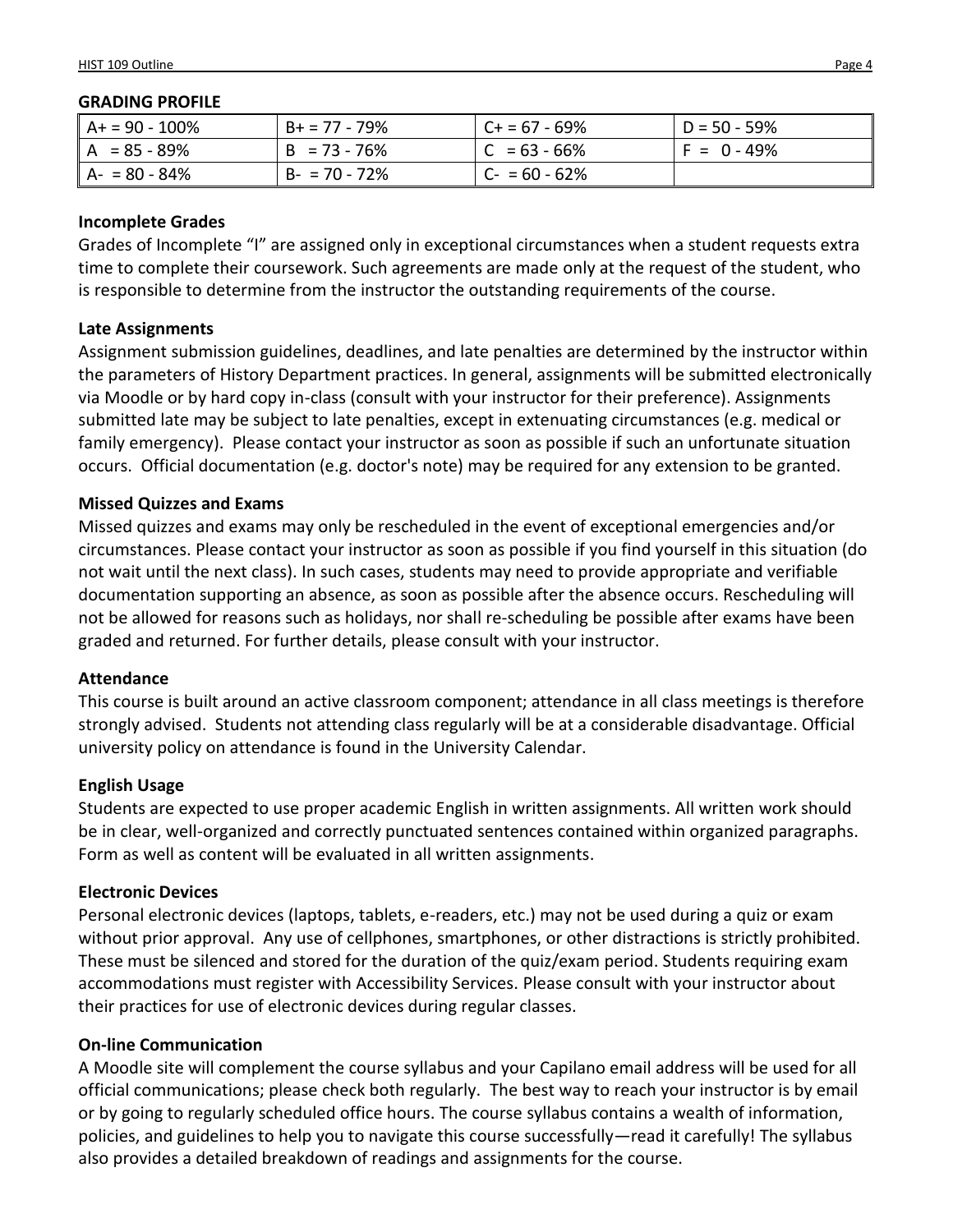**GRADING PROFILE**

| A+ = 90 - 100% | B+ = 77 - 79% | C+ = 67 - 69% | D = 50 - 59% |
|---|---|---|---|
| A = 85 - 89% | B = 73 - 76% | C = 63 - 66% | F = 0 - 49% |
| A- = 80 - 84% | B- = 70 - 72% | C- = 60 - 62% | |

**Incomplete Grades**

Grades of Incomplete "I" are assigned only in exceptional circumstances when a student requests extra time to complete their coursework. Such agreements are made only at the request of the student, who is responsible to determine from the instructor the outstanding requirements of the course.

**Late Assignments**

Assignment submission guidelines, deadlines, and late penalties are determined by the instructor within the parameters of History Department practices. In general, assignments will be submitted electronically via Moodle or by hard copy in-class (consult with your instructor for their preference). Assignments submitted late may be subject to late penalties, except in extenuating circumstances (e.g. medical or family emergency). Please contact your instructor as soon as possible if such an unfortunate situation occurs. Official documentation (e.g. doctor's note) may be required for any extension to be granted.

**Missed Quizzes and Exams**

Missed quizzes and exams may only be rescheduled in the event of exceptional emergencies and/or circumstances. Please contact your instructor as soon as possible if you find yourself in this situation (do not wait until the next class). In such cases, students may need to provide appropriate and verifiable documentation supporting an absence, as soon as possible after the absence occurs. Rescheduling will not be allowed for reasons such as holidays, nor shall re-scheduling be possible after exams have been graded and returned. For further details, please consult with your instructor.

**Attendance**

This course is built around an active classroom component; attendance in all class meetings is therefore strongly advised. Students not attending class regularly will be at a considerable disadvantage. Official university policy on attendance is found in the University Calendar.

**English Usage**

Students are expected to use proper academic English in written assignments. All written work should be in clear, well-organized and correctly punctuated sentences contained within organized paragraphs. Form as well as content will be evaluated in all written assignments.

**Electronic Devices**

Personal electronic devices (laptops, tablets, e-readers, etc.) may not be used during a quiz or exam without prior approval. Any use of cellphones, smartphones, or other distractions is strictly prohibited. These must be silenced and stored for the duration of the quiz/exam period. Students requiring exam accommodations must register with Accessibility Services. Please consult with your instructor about their practices for use of electronic devices during regular classes.

**On-line Communication**

A Moodle site will complement the course syllabus and your Capilano email address will be used for all official communications; please check both regularly. The best way to reach your instructor is by email or by going to regularly scheduled office hours. The course syllabus contains a wealth of information, policies, and guidelines to help you to navigate this course successfully—read it carefully! The syllabus also provides a detailed breakdown of readings and assignments for the course.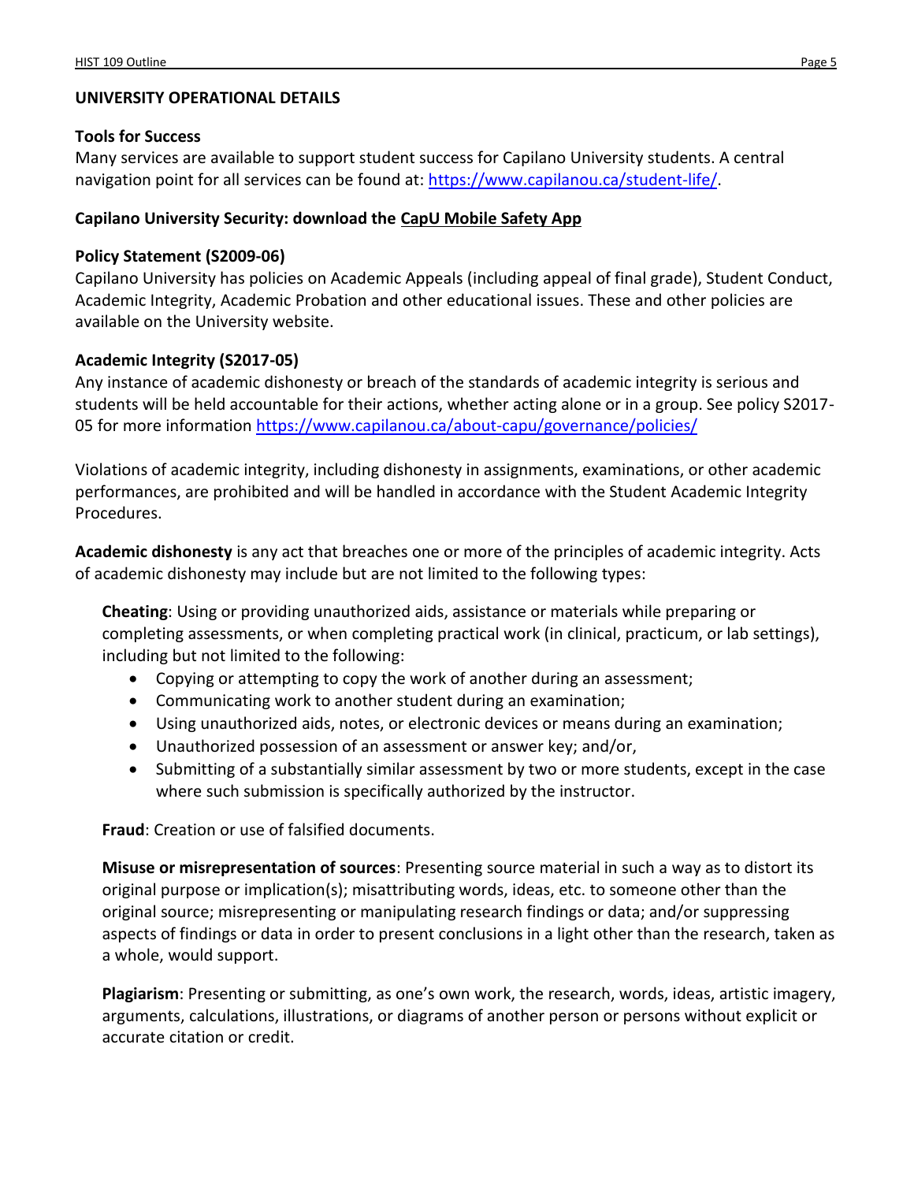## UNIVERSITY OPERATIONAL DETAILS

### Tools for Success

Many services are available to support student success for Capilano University students. A central navigation point for all services can be found at: https://www.capilanou.ca/student-life/.

### Capilano University Security: download the CapU Mobile Safety App

### Policy Statement (S2009-06)

Capilano University has policies on Academic Appeals (including appeal of final grade), Student Conduct, Academic Integrity, Academic Probation and other educational issues. These and other policies are available on the University website.

### Academic Integrity (S2017-05)

Any instance of academic dishonesty or breach of the standards of academic integrity is serious and students will be held accountable for their actions, whether acting alone or in a group. See policy S2017-05 for more information https://www.capilanou.ca/about-capu/governance/policies/

Violations of academic integrity, including dishonesty in assignments, examinations, or other academic performances, are prohibited and will be handled in accordance with the Student Academic Integrity Procedures.

**Academic dishonesty** is any act that breaches one or more of the principles of academic integrity. Acts of academic dishonesty may include but are not limited to the following types:

**Cheating**: Using or providing unauthorized aids, assistance or materials while preparing or completing assessments, or when completing practical work (in clinical, practicum, or lab settings), including but not limited to the following:

- Copying or attempting to copy the work of another during an assessment;
- Communicating work to another student during an examination;
- Using unauthorized aids, notes, or electronic devices or means during an examination;
- Unauthorized possession of an assessment or answer key; and/or,
- Submitting of a substantially similar assessment by two or more students, except in the case where such submission is specifically authorized by the instructor.

**Fraud**: Creation or use of falsified documents.

**Misuse or misrepresentation of sources**: Presenting source material in such a way as to distort its original purpose or implication(s); misattributing words, ideas, etc. to someone other than the original source; misrepresenting or manipulating research findings or data; and/or suppressing aspects of findings or data in order to present conclusions in a light other than the research, taken as a whole, would support.

**Plagiarism**: Presenting or submitting, as one's own work, the research, words, ideas, artistic imagery, arguments, calculations, illustrations, or diagrams of another person or persons without explicit or accurate citation or credit.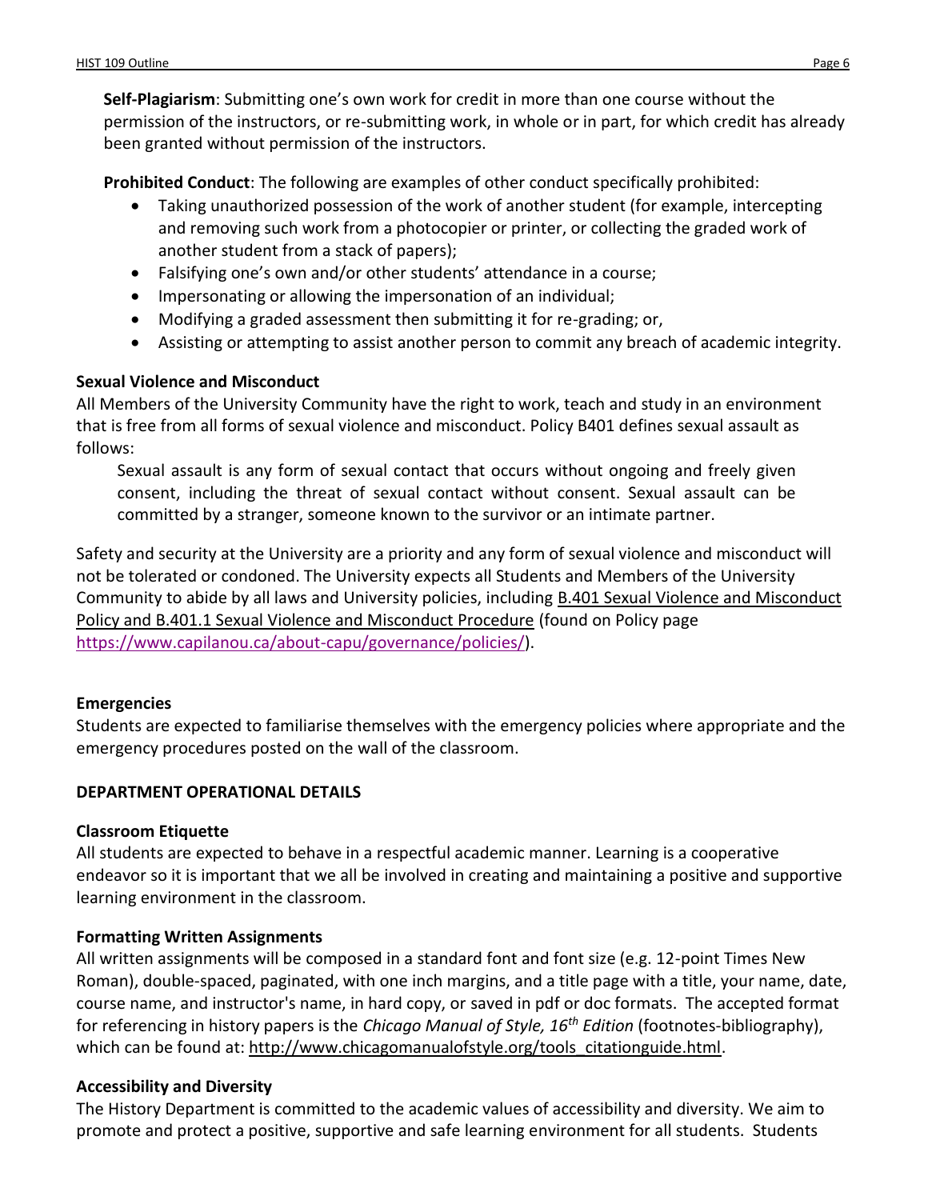**Self-Plagiarism**: Submitting one's own work for credit in more than one course without the permission of the instructors, or re-submitting work, in whole or in part, for which credit has already been granted without permission of the instructors.

**Prohibited Conduct**: The following are examples of other conduct specifically prohibited:

- Taking unauthorized possession of the work of another student (for example, intercepting and removing such work from a photocopier or printer, or collecting the graded work of another student from a stack of papers);
- Falsifying one's own and/or other students' attendance in a course;
- Impersonating or allowing the impersonation of an individual;
- Modifying a graded assessment then submitting it for re-grading; or,
- Assisting or attempting to assist another person to commit any breach of academic integrity.

**Sexual Violence and Misconduct**

All Members of the University Community have the right to work, teach and study in an environment that is free from all forms of sexual violence and misconduct. Policy B401 defines sexual assault as follows:

> Sexual assault is any form of sexual contact that occurs without ongoing and freely given consent, including the threat of sexual contact without consent. Sexual assault can be committed by a stranger, someone known to the survivor or an intimate partner.

Safety and security at the University are a priority and any form of sexual violence and misconduct will not be tolerated or condoned. The University expects all Students and Members of the University Community to abide by all laws and University policies, including B.401 Sexual Violence and Misconduct Policy and B.401.1 Sexual Violence and Misconduct Procedure (found on Policy page https://www.capilanou.ca/about-capu/governance/policies/).

**Emergencies**

Students are expected to familiarise themselves with the emergency policies where appropriate and the emergency procedures posted on the wall of the classroom.

**DEPARTMENT OPERATIONAL DETAILS**

**Classroom Etiquette**

All students are expected to behave in a respectful academic manner. Learning is a cooperative endeavor so it is important that we all be involved in creating and maintaining a positive and supportive learning environment in the classroom.

**Formatting Written Assignments**

All written assignments will be composed in a standard font and font size (e.g. 12-point Times New Roman), double-spaced, paginated, with one inch margins, and a title page with a title, your name, date, course name, and instructor's name, in hard copy, or saved in pdf or doc formats. The accepted format for referencing in history papers is the *Chicago Manual of Style, 16th Edition* (footnotes-bibliography), which can be found at: http://www.chicagomanualofstyle.org/tools_citationguide.html.

**Accessibility and Diversity**

The History Department is committed to the academic values of accessibility and diversity. We aim to promote and protect a positive, supportive and safe learning environment for all students. Students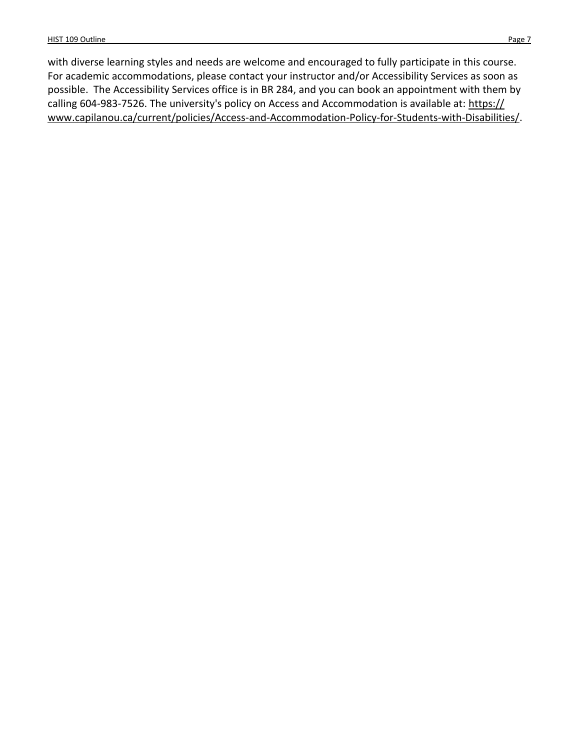with diverse learning styles and needs are welcome and encouraged to fully participate in this course. For academic accommodations, please contact your instructor and/or Accessibility Services as soon as possible. The Accessibility Services office is in BR 284, and you can book an appointment with them by calling 604-983-7526. The university's policy on Access and Accommodation is available at: https://www.capilanou.ca/current/policies/Access-and-Accommodation-Policy-for-Students-with-Disabilities/.